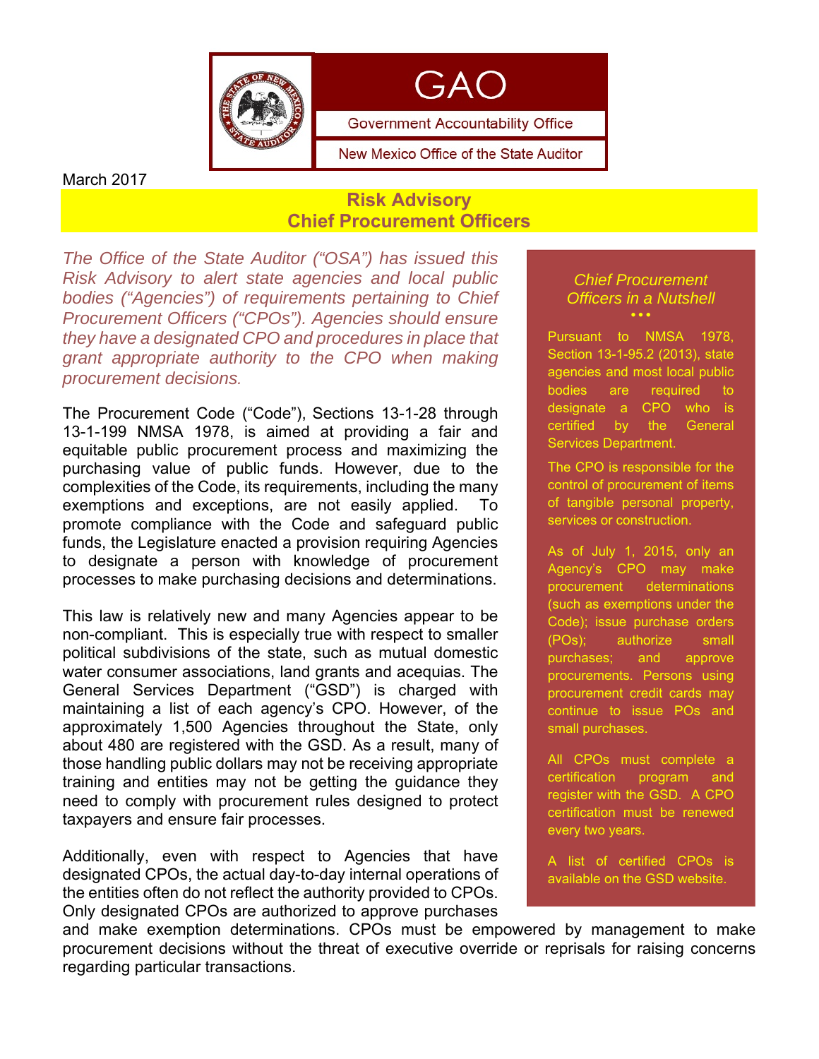GAO

Government Accountability Office

New Mexico Office of the State Auditor

March 2017

# Risk Advisory
# Chief Procurement Officers

*The Office of the State Auditor ("OSA") has issued this Risk Advisory to alert state agencies and local public bodies ("Agencies") of requirements pertaining to Chief Procurement Officers ("CPOs"). Agencies should ensure they have a designated CPO and procedures in place that grant appropriate authority to the CPO when making procurement decisions.*

The Procurement Code ("Code"), Sections 13-1-28 through 13-1-199 NMSA 1978, is aimed at providing a fair and equitable public procurement process and maximizing the purchasing value of public funds. However, due to the complexities of the Code, its requirements, including the many exemptions and exceptions, are not easily applied. To promote compliance with the Code and safeguard public funds, the Legislature enacted a provision requiring Agencies to designate a person with knowledge of procurement processes to make purchasing decisions and determinations.

This law is relatively new and many Agencies appear to be non-compliant. This is especially true with respect to smaller political subdivisions of the state, such as mutual domestic water consumer associations, land grants and acequias. The General Services Department ("GSD") is charged with maintaining a list of each agency's CPO. However, of the approximately 1,500 Agencies throughout the State, only about 480 are registered with the GSD. As a result, many of those handling public dollars may not be receiving appropriate training and entities may not be getting the guidance they need to comply with procurement rules designed to protect taxpayers and ensure fair processes.

Additionally, even with respect to Agencies that have designated CPOs, the actual day-to-day internal operations of the entities often do not reflect the authority provided to CPOs. Only designated CPOs are authorized to approve purchases and make exemption determinations. CPOs must be empowered by management to make procurement decisions without the threat of executive override or reprisals for raising concerns regarding particular transactions.

### *Chief Procurement Officers in a Nutshell*

Pursuant to NMSA 1978, Section 13-1-95.2 (2013), state agencies and most local public bodies are required to designate a CPO who is certified by the General Services Department.

The CPO is responsible for the control of procurement of items of tangible personal property, services or construction.

As of July 1, 2015, only an Agency's CPO may make procurement determinations (such as exemptions under the Code); issue purchase orders (POs); authorize small purchases; and approve procurements. Persons using procurement credit cards may continue to issue POs and small purchases.

All CPOs must complete a certification program and register with the GSD. A CPO certification must be renewed every two years.

A list of certified CPOs is available on the GSD website.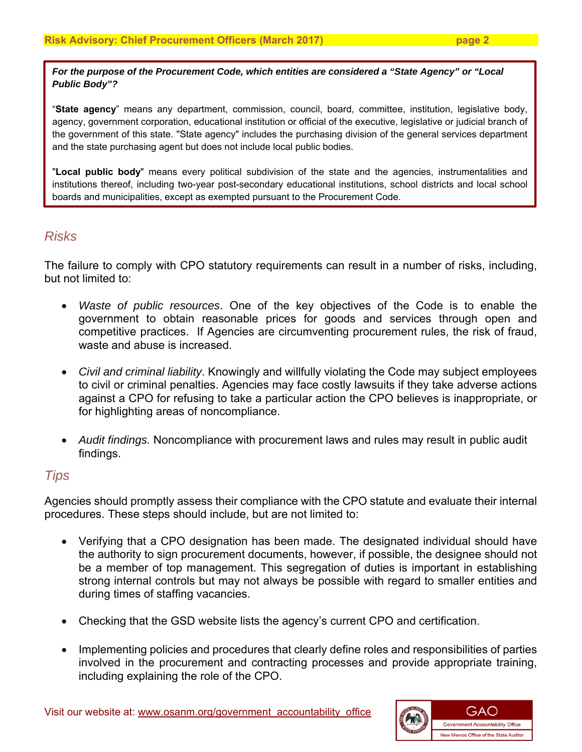**_For the purpose of the Procurement Code, which entities are considered a "State Agency" or "Local Public Body"?_**

"**State agency**" means any department, commission, council, board, committee, institution, legislative body, agency, government corporation, educational institution or official of the executive, legislative or judicial branch of the government of this state. "State agency" includes the purchasing division of the general services department and the state purchasing agent but does not include local public bodies.

"**Local public body**" means every political subdivision of the state and the agencies, instrumentalities and institutions thereof, including two-year post-secondary educational institutions, school districts and local school boards and municipalities, except as exempted pursuant to the Procurement Code.

## *Risks*

The failure to comply with CPO statutory requirements can result in a number of risks, including, but not limited to:

- *Waste of public resources*. One of the key objectives of the Code is to enable the government to obtain reasonable prices for goods and services through open and competitive practices. If Agencies are circumventing procurement rules, the risk of fraud, waste and abuse is increased.
- *Civil and criminal liability*. Knowingly and willfully violating the Code may subject employees to civil or criminal penalties. Agencies may face costly lawsuits if they take adverse actions against a CPO for refusing to take a particular action the CPO believes is inappropriate, or for highlighting areas of noncompliance.
- *Audit findings.* Noncompliance with procurement laws and rules may result in public audit findings.

## *Tips*

Agencies should promptly assess their compliance with the CPO statute and evaluate their internal procedures. These steps should include, but are not limited to:

- Verifying that a CPO designation has been made. The designated individual should have the authority to sign procurement documents, however, if possible, the designee should not be a member of top management. This segregation of duties is important in establishing strong internal controls but may not always be possible with regard to smaller entities and during times of staffing vacancies.
- Checking that the GSD website lists the agency's current CPO and certification.
- Implementing policies and procedures that clearly define roles and responsibilities of parties involved in the procurement and contracting processes and provide appropriate training, including explaining the role of the CPO.

Visit our website at: www.osanm.org/government_accountability_office

GAO
Government Accountability Office
New Mexico Office of the State Auditor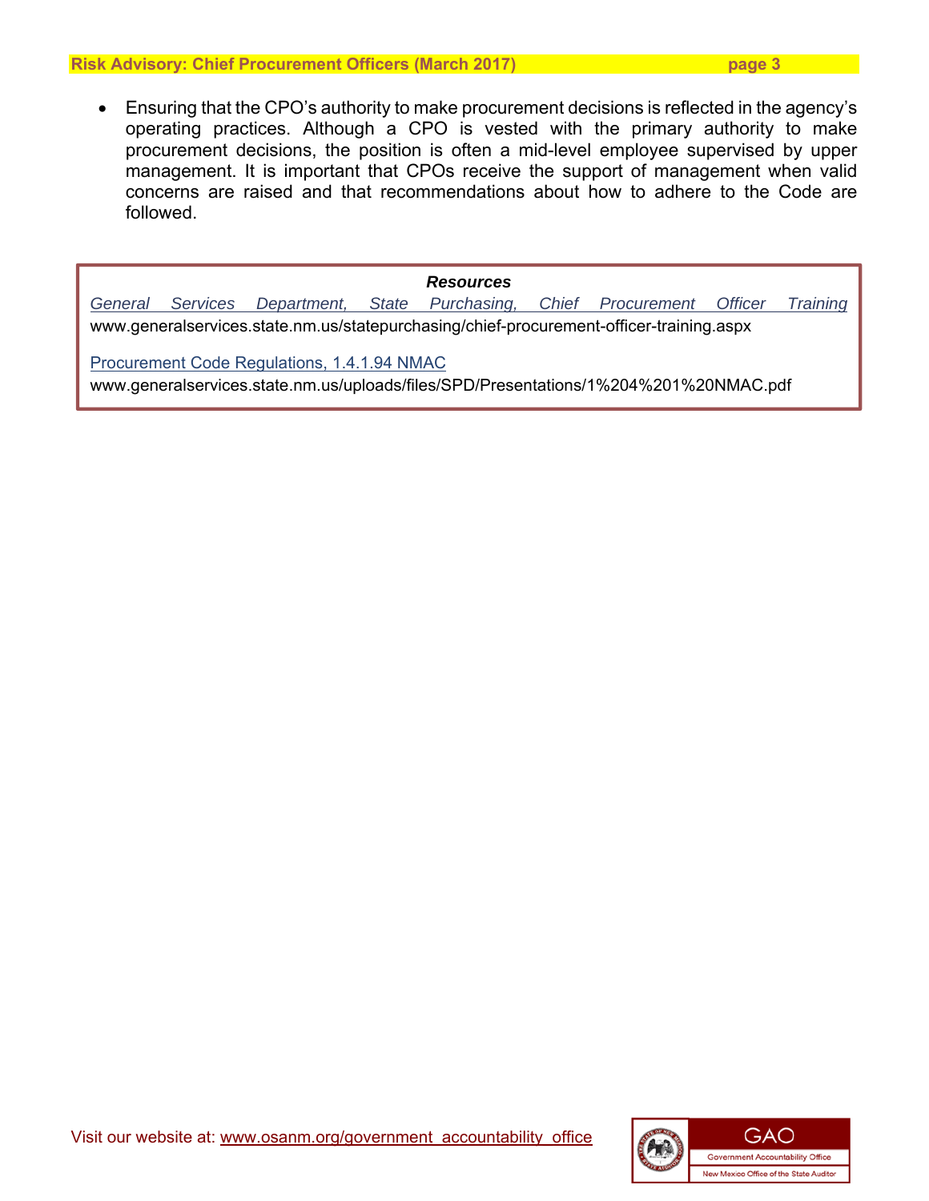- Ensuring that the CPO's authority to make procurement decisions is reflected in the agency's operating practices. Although a CPO is vested with the primary authority to make procurement decisions, the position is often a mid-level employee supervised by upper management. It is important that CPOs receive the support of management when valid concerns are raised and that recommendations about how to adhere to the Code are followed.

***Resources***

*General Services Department, State Purchasing, Chief Procurement Officer Training*
www.generalservices.state.nm.us/statepurchasing/chief-procurement-officer-training.aspx

Procurement Code Regulations, 1.4.1.94 NMAC
www.generalservices.state.nm.us/uploads/files/SPD/Presentations/1%204%201%20NMAC.pdf

Visit our website at: www.osanm.org/government_accountability_office

GAO
Government Accountability Office
New Mexico Office of the State Auditor